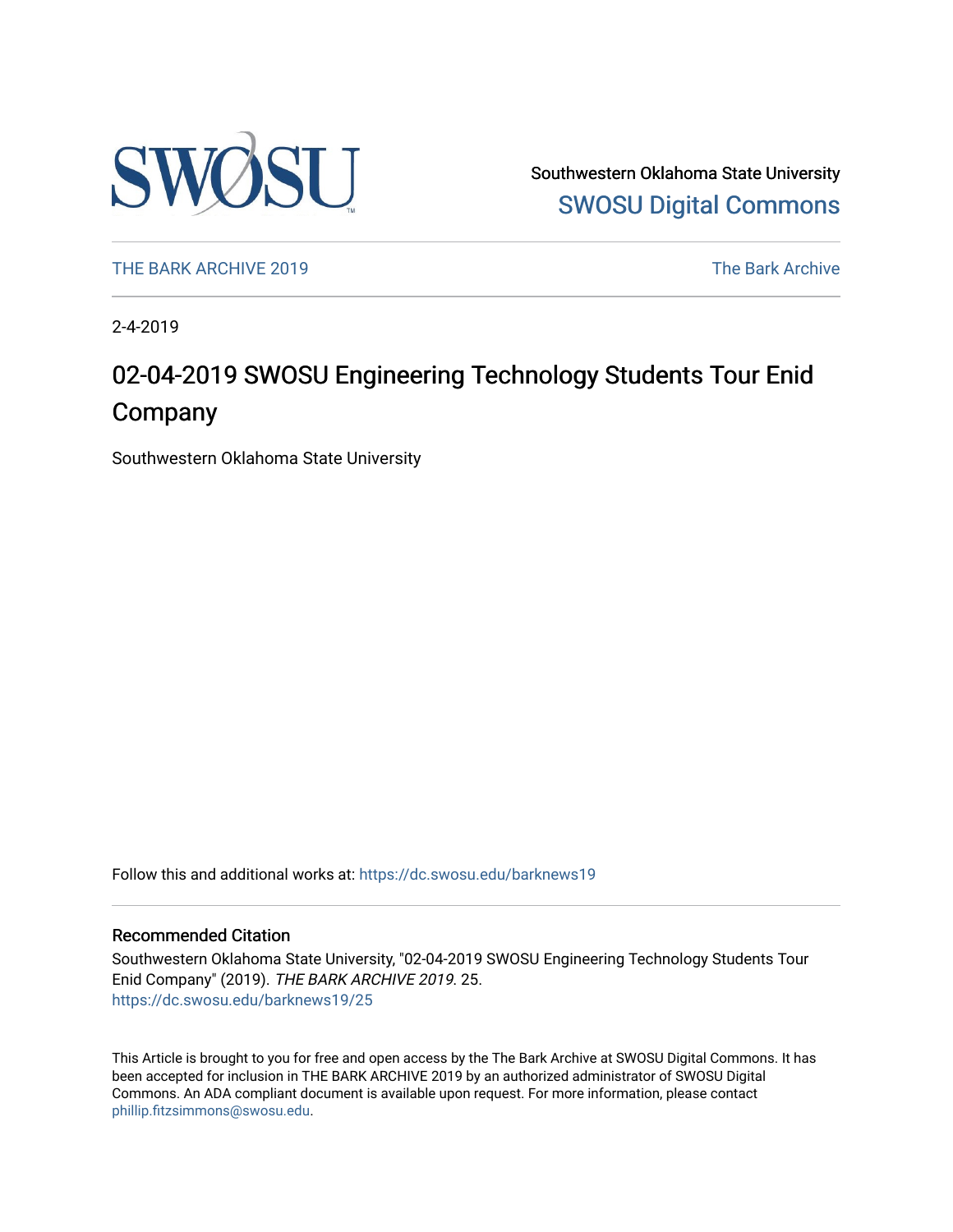Southwestern Oklahoma State University
SWOSU Digital Commons

THE BARK ARCHIVE 2019 | The Bark Archive

2-4-2019

# 02-04-2019 SWOSU Engineering Technology Students Tour Enid Company

Southwestern Oklahoma State University

Follow this and additional works at: https://dc.swosu.edu/barknews19

## Recommended Citation

Southwestern Oklahoma State University, "02-04-2019 SWOSU Engineering Technology Students Tour Enid Company" (2019). *THE BARK ARCHIVE 2019*. 25.
https://dc.swosu.edu/barknews19/25

This Article is brought to you for free and open access by the The Bark Archive at SWOSU Digital Commons. It has been accepted for inclusion in THE BARK ARCHIVE 2019 by an authorized administrator of SWOSU Digital Commons. An ADA compliant document is available upon request. For more information, please contact phillip.fitzsimmons@swosu.edu.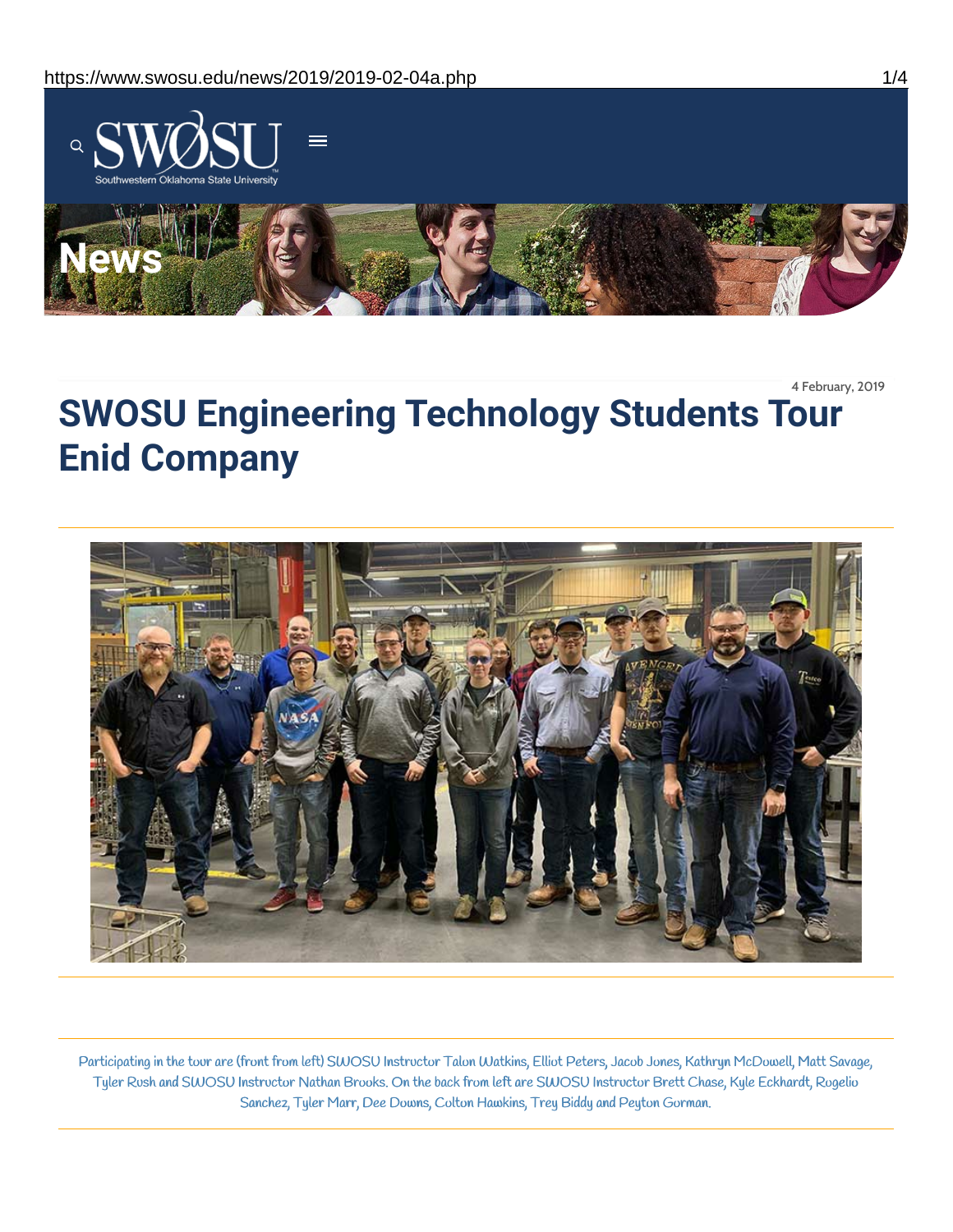4 February, 2019

# SWOSU Engineering Technology Students Tour Enid Company

Participating in the tour are (front from left) SWOSU Instructor Talon Watkins, Elliot Peters, Jacob Jones, Kathryn McDowell, Matt Savage, Tyler Rush and SWOSU Instructor Nathan Brooks. On the back from left are SWOSU Instructor Brett Chase, Kyle Eckhardt, Rogelio Sanchez, Tyler Marr, Dee Downs, Colton Hawkins, Trey Biddy and Peyton Gorman.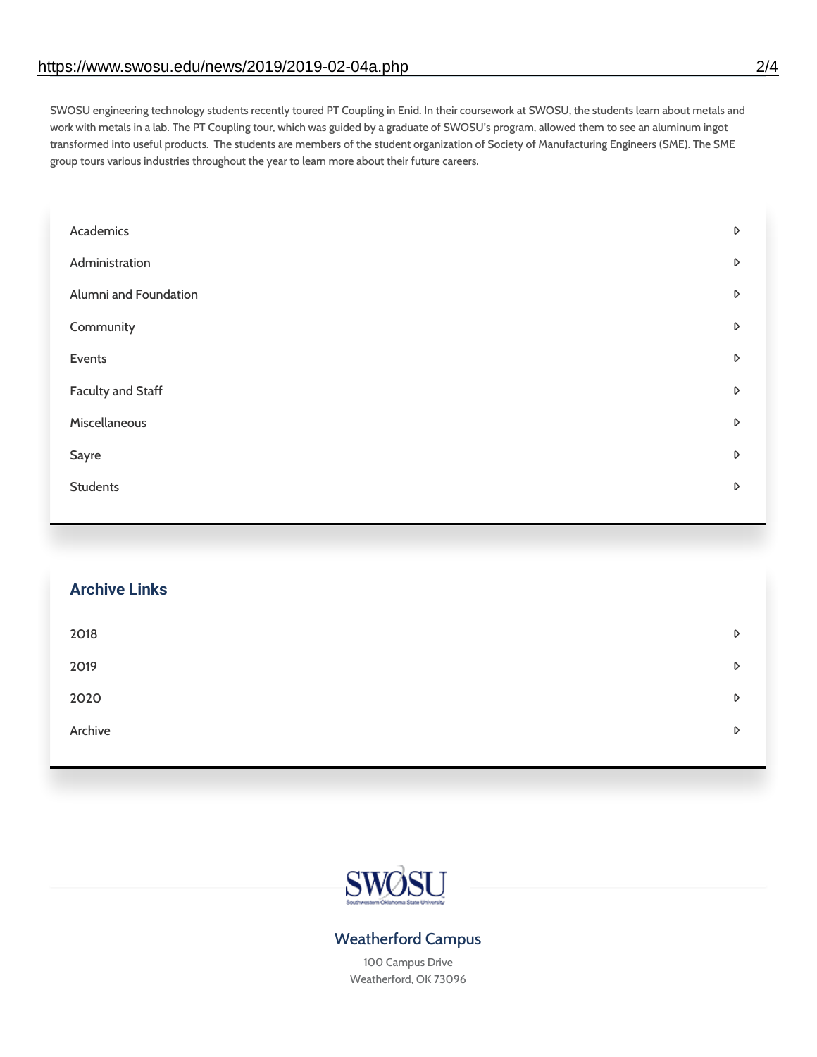SWOSU engineering technology students recently toured PT Coupling in Enid. In their coursework at SWOSU, the students learn about metals and work with metals in a lab. The PT Coupling tour, which was guided by a graduate of SWOSU's program, allowed them to see an aluminum ingot transformed into useful products.  The students are members of the student organization of Society of Manufacturing Engineers (SME). The SME group tours various industries throughout the year to learn more about their future careers.

- Academics
- Administration
- Alumni and Foundation
- Community
- Events
- Faculty and Staff
- Miscellaneous
- Sayre
- Students

## Archive Links

- 2018
- 2019
- 2020
- Archive

SWOSU

Southwestern Oklahoma State University

### Weatherford Campus

100 Campus Drive
Weatherford, OK 73096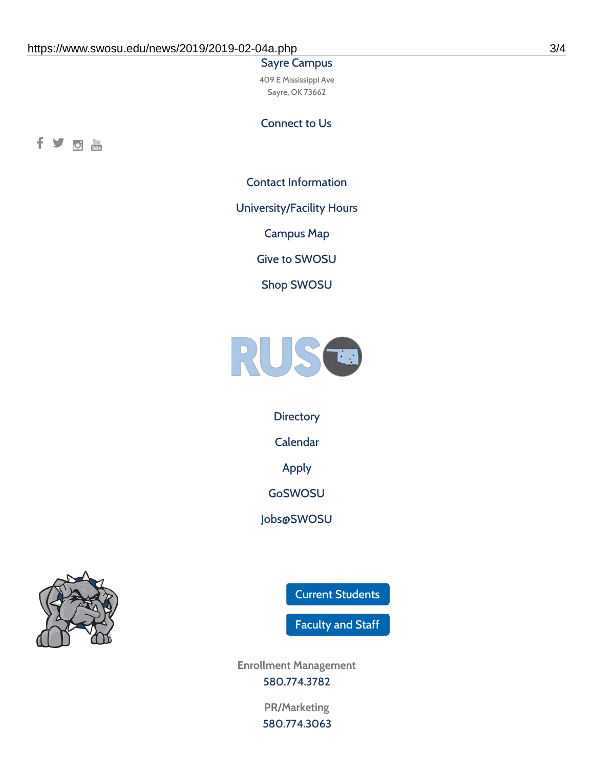Sayre Campus

409 E Mississippi Ave
Sayre, OK 73662

Connect to Us

Contact Information

University/Facility Hours

Campus Map

Give to SWOSU

Shop SWOSU

Directory

Calendar

Apply

GoSWOSU

Jobs@SWOSU

Current Students

Faculty and Staff

Enrollment Management
580.774.3782

PR/Marketing
580.774.3063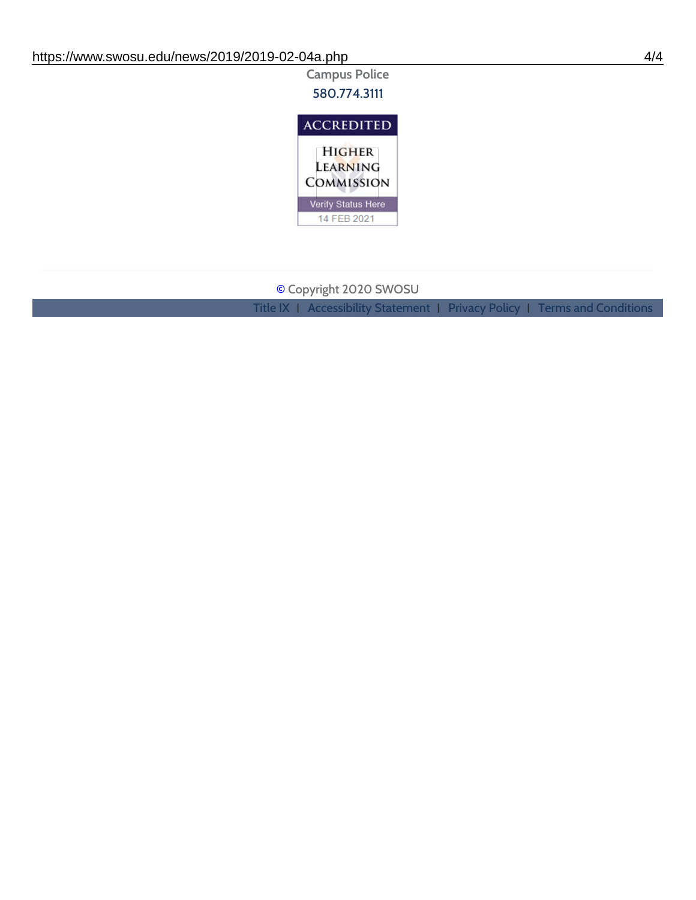Campus Police

580.774.3111

ACCREDITED

HIGHER LEARNING COMMISSION

Verify Status Here

14 FEB 2021

© Copyright 2020 SWOSU

Title IX | Accessibility Statement | Privacy Policy | Terms and Conditions